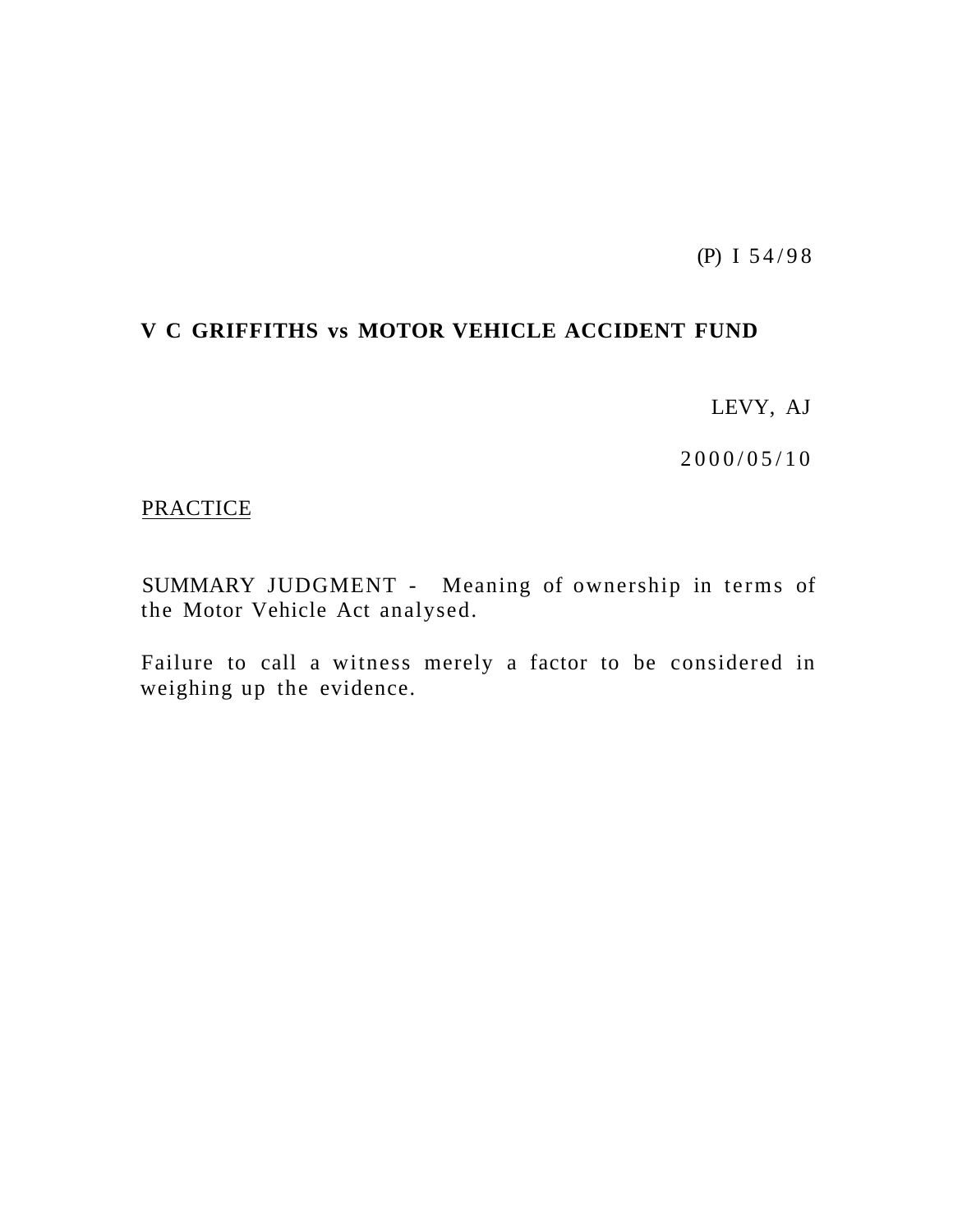(P) I 54/98

**V C GRIFFITHS vs MOTOR VEHICLE ACCIDENT FUND**

LEVY, AJ

2000/05/10

PRACTICE

SUMMARY JUDGMENT - Meaning of ownership in terms of the Motor Vehicle Act analysed.

Failure to call a witness merely a factor to be considered in weighing up the evidence.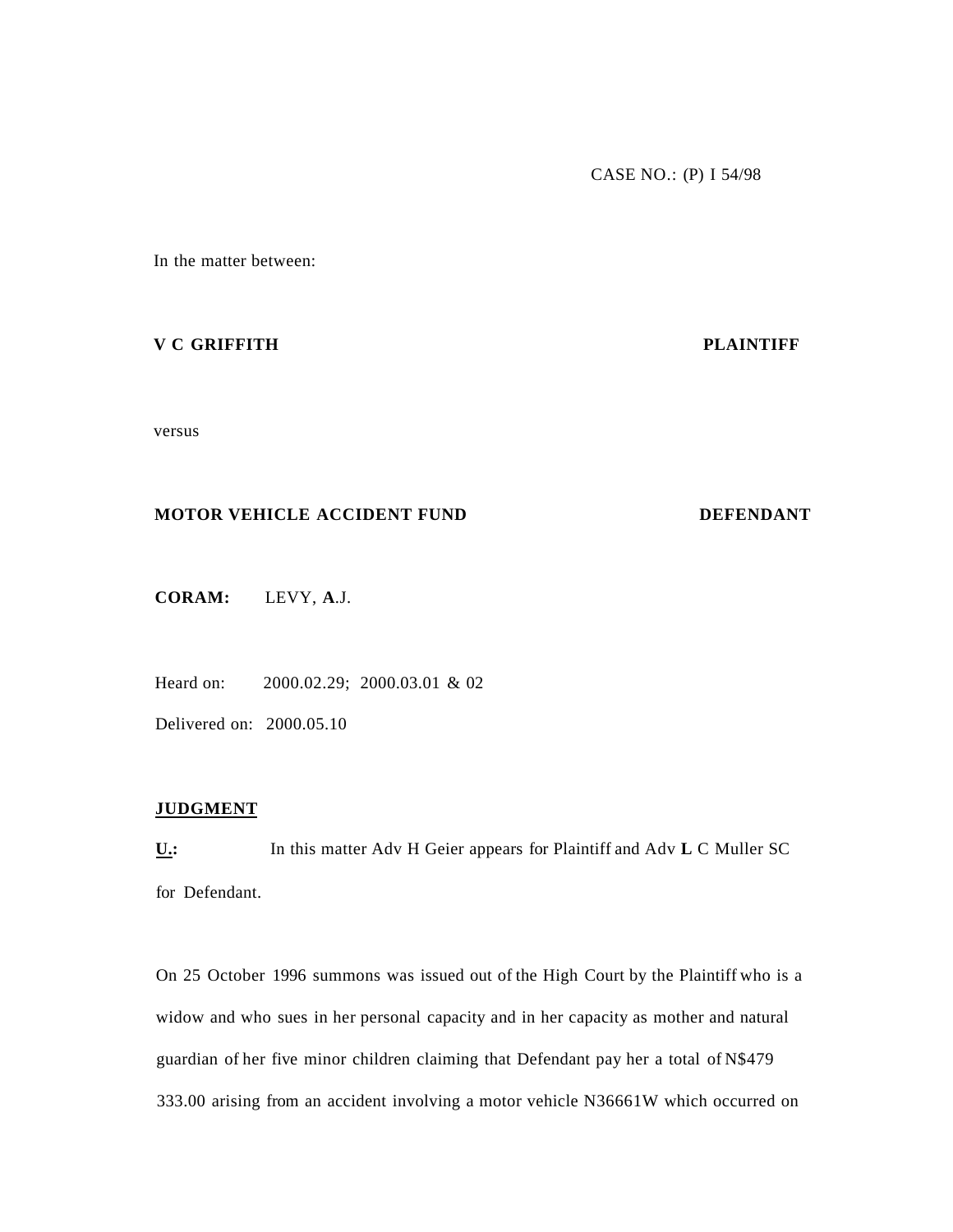CASE NO.: (P) I 54/98

In the matter between:

**V C GRIFFITH** **PLAINTIFF**

versus

**MOTOR VEHICLE ACCIDENT FUND** **DEFENDANT**

**CORAM:** LEVY, **A**.J.

Heard on: 2000.02.29; 2000.03.01 & 02

Delivered on: 2000.05.10

**JUDGMENT**

**U.:** In this matter Adv H Geier appears for Plaintiff and Adv **L** C Muller SC for Defendant.

On 25 October 1996 summons was issued out of the High Court by the Plaintiff who is a widow and who sues in her personal capacity and in her capacity as mother and natural guardian of her five minor children claiming that Defendant pay her a total of N$479 333.00 arising from an accident involving a motor vehicle N36661W which occurred on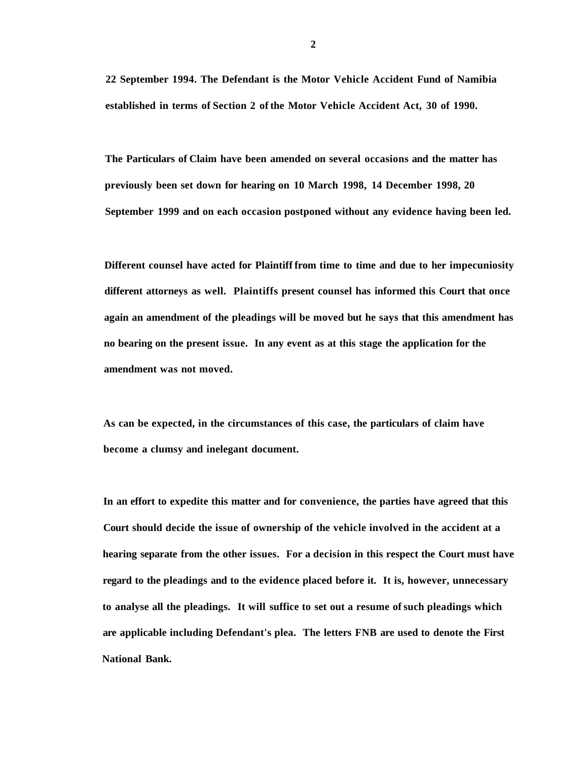**22 September 1994. The Defendant is the Motor Vehicle Accident Fund of Namibia established in terms of Section 2 of the Motor Vehicle Accident Act, 30 of 1990.**

**The Particulars of Claim have been amended on several occasions and the matter has previously been set down for hearing on 10 March 1998, 14 December 1998, 20 September 1999 and on each occasion postponed without any evidence having been led.**

**Different counsel have acted for Plaintiff from time to time and due to her impecuniosity different attorneys as well. Plaintiffs present counsel has informed this Court that once again an amendment of the pleadings will be moved but he says that this amendment has no bearing on the present issue. In any event as at this stage the application for the amendment was not moved.**

**As can be expected, in the circumstances of this case, the particulars of claim have become a clumsy and inelegant document.**

**In an effort to expedite this matter and for convenience, the parties have agreed that this Court should decide the issue of ownership of the vehicle involved in the accident at a hearing separate from the other issues. For a decision in this respect the Court must have regard to the pleadings and to the evidence placed before it. It is, however, unnecessary to analyse all the pleadings. It will suffice to set out a resume of such pleadings which are applicable including Defendant's plea. The letters FNB are used to denote the First National Bank.**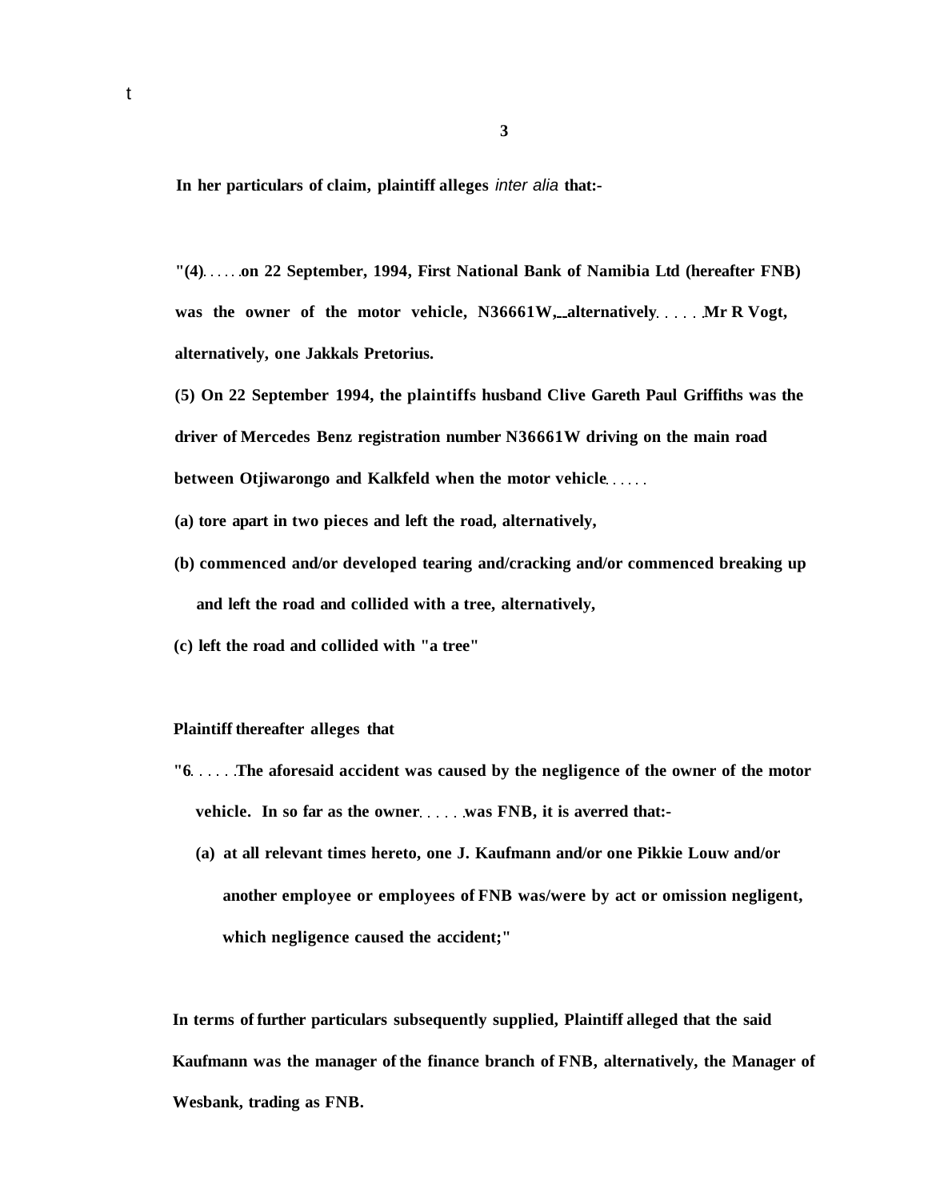In her particulars of claim, plaintiff alleges *inter alia* that:-

**"(4)......on 22 September, 1994, First National Bank of Namibia Ltd (hereafter FNB) was the owner of the motor vehicle, N36661W, alternatively......Mr R Vogt, alternatively, one Jakkals Pretorius.**

**(5) On 22 September 1994, the plaintiffs husband Clive Gareth Paul Griffiths was the driver of Mercedes Benz registration number N36661W driving on the main road between Otjiwarongo and Kalkfeld when the motor vehicle......**

**(a) tore apart in two pieces and left the road, alternatively,**

**(b) commenced and/or developed tearing and/cracking and/or commenced breaking up and left the road and collided with a tree, alternatively,**

**(c) left the road and collided with "a tree"**

Plaintiff thereafter alleges that

**"6......The aforesaid accident was caused by the negligence of the owner of the motor vehicle. In so far as the owner......was FNB, it is averred that:-**

**(a) at all relevant times hereto, one J. Kaufmann and/or one Pikkie Louw and/or another employee or employees of FNB was/were by act or omission negligent, which negligence caused the accident;"**

In terms of further particulars subsequently supplied, Plaintiff alleged that the said Kaufmann was the manager of the finance branch of FNB, alternatively, the Manager of Wesbank, trading as FNB.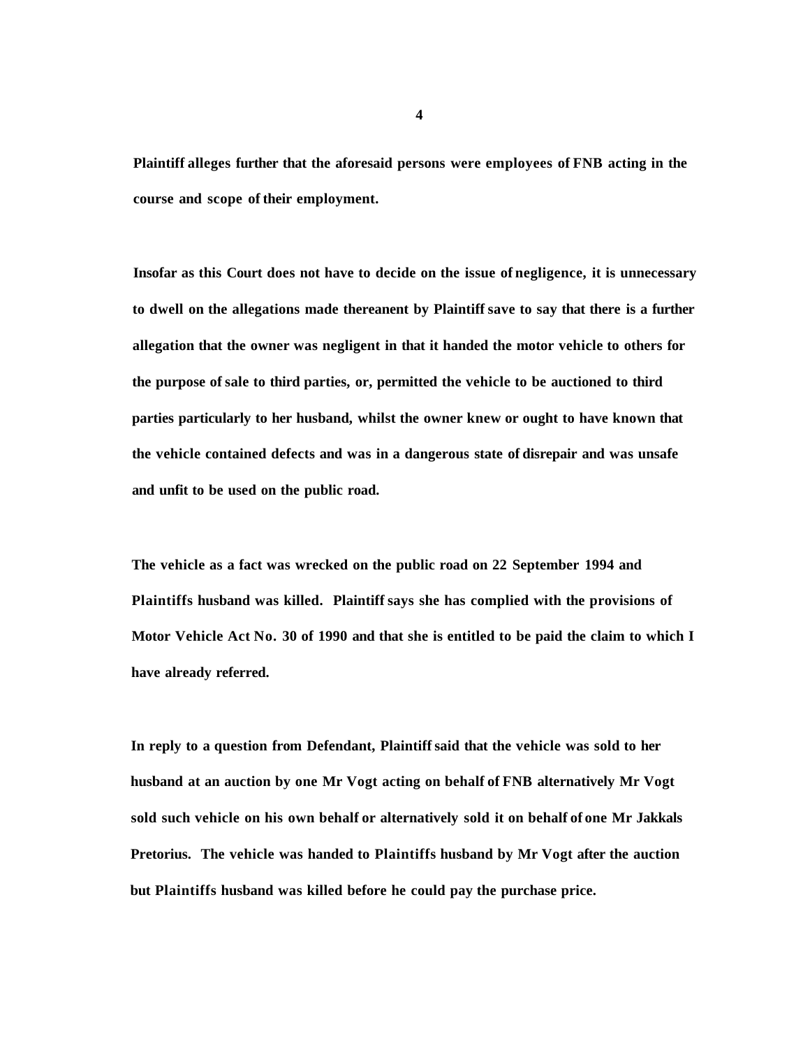**Plaintiff alleges further that the aforesaid persons were employees of FNB acting in the course and scope of their employment.**

**Insofar as this Court does not have to decide on the issue of negligence, it is unnecessary to dwell on the allegations made thereanent by Plaintiff save to say that there is a further allegation that the owner was negligent in that it handed the motor vehicle to others for the purpose of sale to third parties, or, permitted the vehicle to be auctioned to third parties particularly to her husband, whilst the owner knew or ought to have known that the vehicle contained defects and was in a dangerous state of disrepair and was unsafe and unfit to be used on the public road.**

**The vehicle as a fact was wrecked on the public road on 22 September 1994 and Plaintiffs husband was killed. Plaintiff says she has complied with the provisions of Motor Vehicle Act No. 30 of 1990 and that she is entitled to be paid the claim to which I have already referred.**

**In reply to a question from Defendant, Plaintiff said that the vehicle was sold to her husband at an auction by one Mr Vogt acting on behalf of FNB alternatively Mr Vogt sold such vehicle on his own behalf or alternatively sold it on behalf of one Mr Jakkals Pretorius. The vehicle was handed to Plaintiffs husband by Mr Vogt after the auction but Plaintiffs husband was killed before he could pay the purchase price.**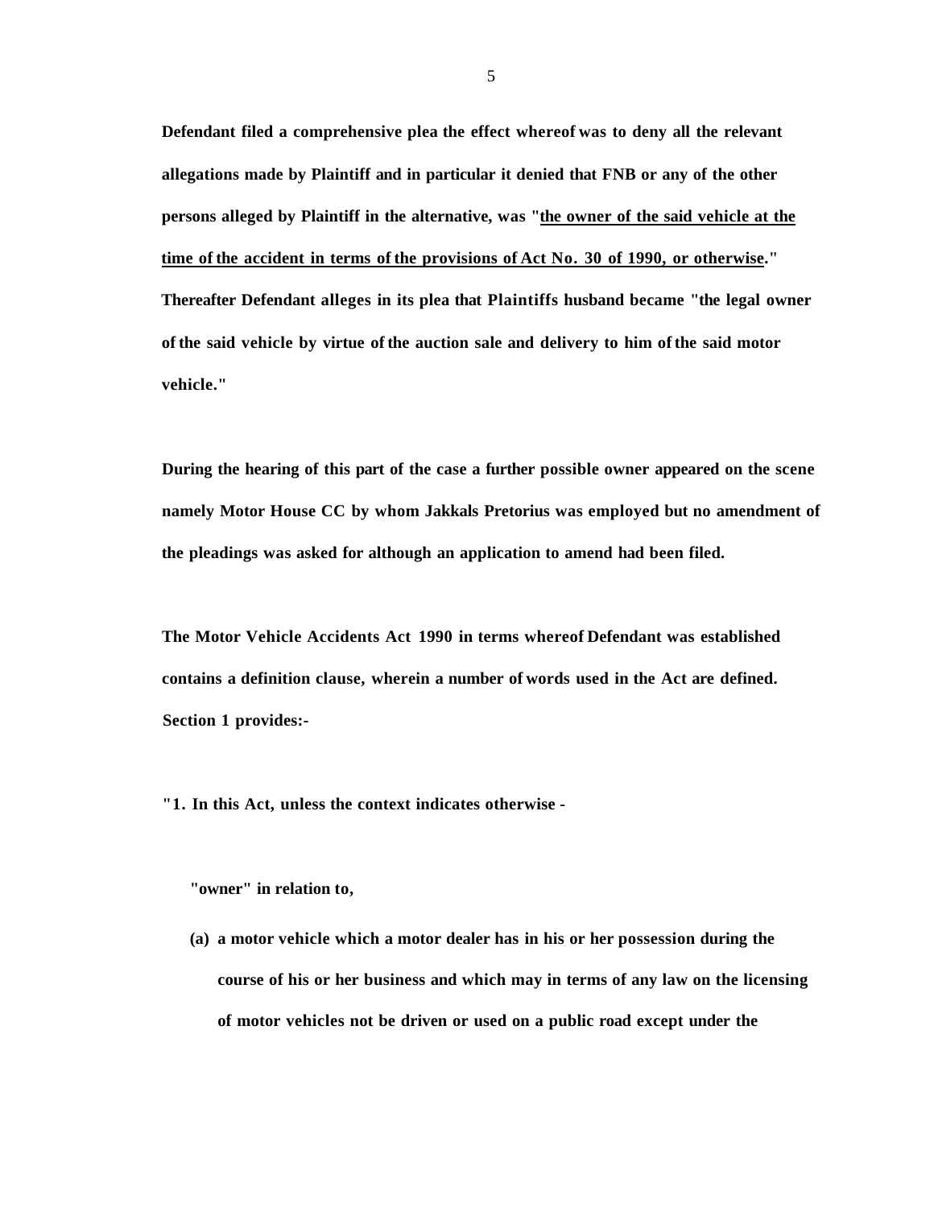**Defendant filed a comprehensive plea the effect whereof was to deny all the relevant allegations made by Plaintiff and in particular it denied that FNB or any of the other persons alleged by Plaintiff in the alternative, was "<u>the owner of the said vehicle at the time of the accident in terms of the provisions of Act No. 30 of 1990, or otherwise</u>." Thereafter Defendant alleges in its plea that Plaintiffs husband became "the legal owner of the said vehicle by virtue of the auction sale and delivery to him of the said motor vehicle."**

**During the hearing of this part of the case a further possible owner appeared on the scene namely Motor House CC by whom Jakkals Pretorius was employed but no amendment of the pleadings was asked for although an application to amend had been filed.**

**The Motor Vehicle Accidents Act 1990 in terms whereof Defendant was established contains a definition clause, wherein a number of words used in the Act are defined. Section 1 provides:-**

**"1. In this Act, unless the context indicates otherwise -**

**"owner" in relation to,**

**(a) a motor vehicle which a motor dealer has in his or her possession during the course of his or her business and which may in terms of any law on the licensing of motor vehicles not be driven or used on a public road except under the**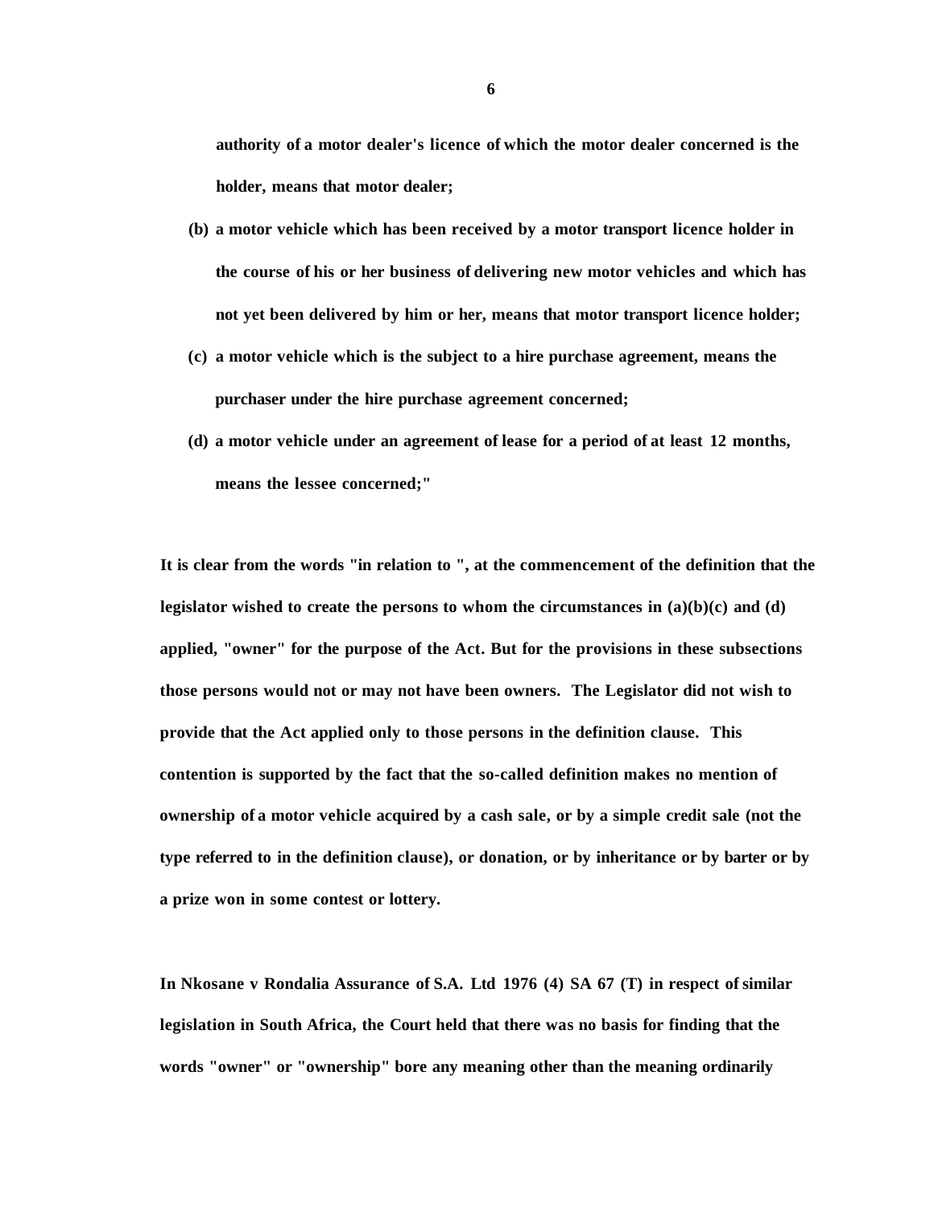**authority of a motor dealer's licence of which the motor dealer concerned is the holder, means that motor dealer;**

**(b) a motor vehicle which has been received by a motor transport licence holder in the course of his or her business of delivering new motor vehicles and which has not yet been delivered by him or her, means that motor transport licence holder;**

**(c) a motor vehicle which is the subject to a hire purchase agreement, means the purchaser under the hire purchase agreement concerned;**

**(d) a motor vehicle under an agreement of lease for a period of at least 12 months, means the lessee concerned;"**

**It is clear from the words "in relation to ", at the commencement of the definition that the legislator wished to create the persons to whom the circumstances in (a)(b)(c) and (d) applied, "owner" for the purpose of the Act. But for the provisions in these subsections those persons would not or may not have been owners. The Legislator did not wish to provide that the Act applied only to those persons in the definition clause. This contention is supported by the fact that the so-called definition makes no mention of ownership of a motor vehicle acquired by a cash sale, or by a simple credit sale (not the type referred to in the definition clause), or donation, or by inheritance or by barter or by a prize won in some contest or lottery.**

**In Nkosane v Rondalia Assurance of S.A. Ltd 1976 (4) SA 67 (T) in respect of similar legislation in South Africa, the Court held that there was no basis for finding that the words "owner" or "ownership" bore any meaning other than the meaning ordinarily**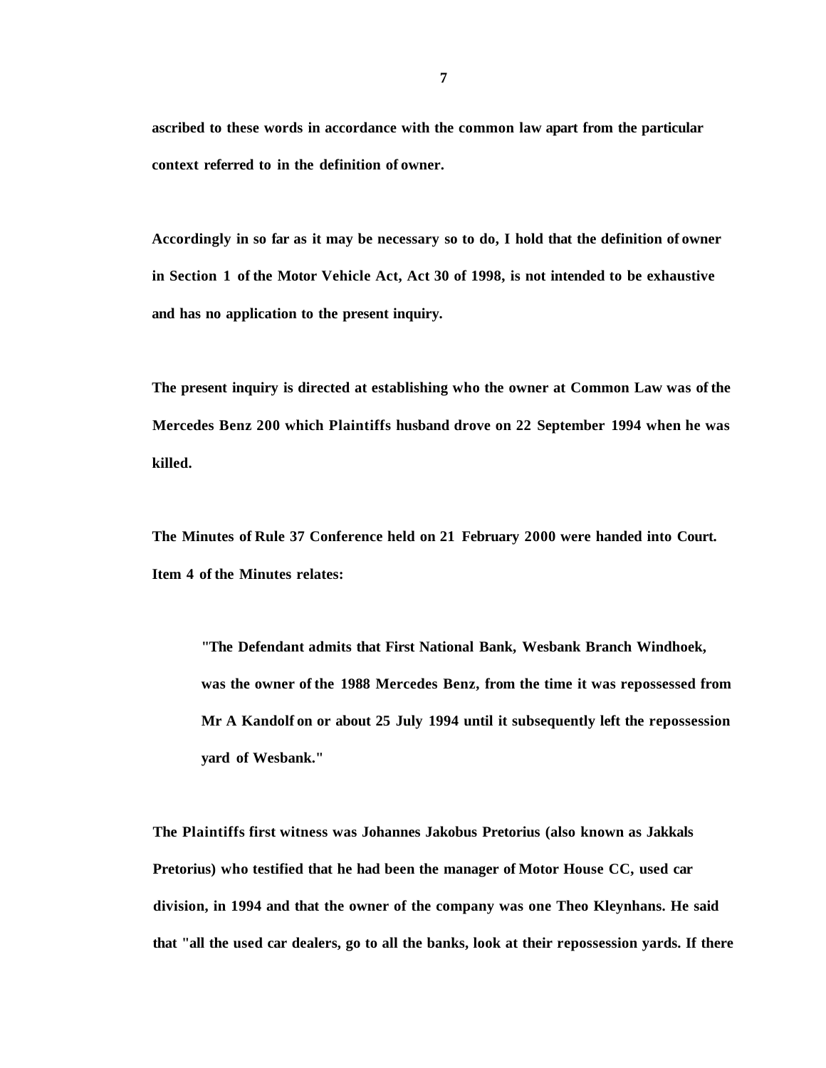**ascribed to these words in accordance with the common law apart from the particular context referred to in the definition of owner.**

**Accordingly in so far as it may be necessary so to do, I hold that the definition of owner in Section 1 of the Motor Vehicle Act, Act 30 of 1998, is not intended to be exhaustive and has no application to the present inquiry.**

**The present inquiry is directed at establishing who the owner at Common Law was of the Mercedes Benz 200 which Plaintiffs husband drove on 22 September 1994 when he was killed.**

**The Minutes of Rule 37 Conference held on 21 February 2000 were handed into Court. Item 4 of the Minutes relates:**

> **"The Defendant admits that First National Bank, Wesbank Branch Windhoek, was the owner of the 1988 Mercedes Benz, from the time it was repossessed from Mr A Kandolf on or about 25 July 1994 until it subsequently left the repossession yard of Wesbank."**

**The Plaintiffs first witness was Johannes Jakobus Pretorius (also known as Jakkals Pretorius) who testified that he had been the manager of Motor House CC, used car division, in 1994 and that the owner of the company was one Theo Kleynhans. He said that "all the used car dealers, go to all the banks, look at their repossession yards. If there**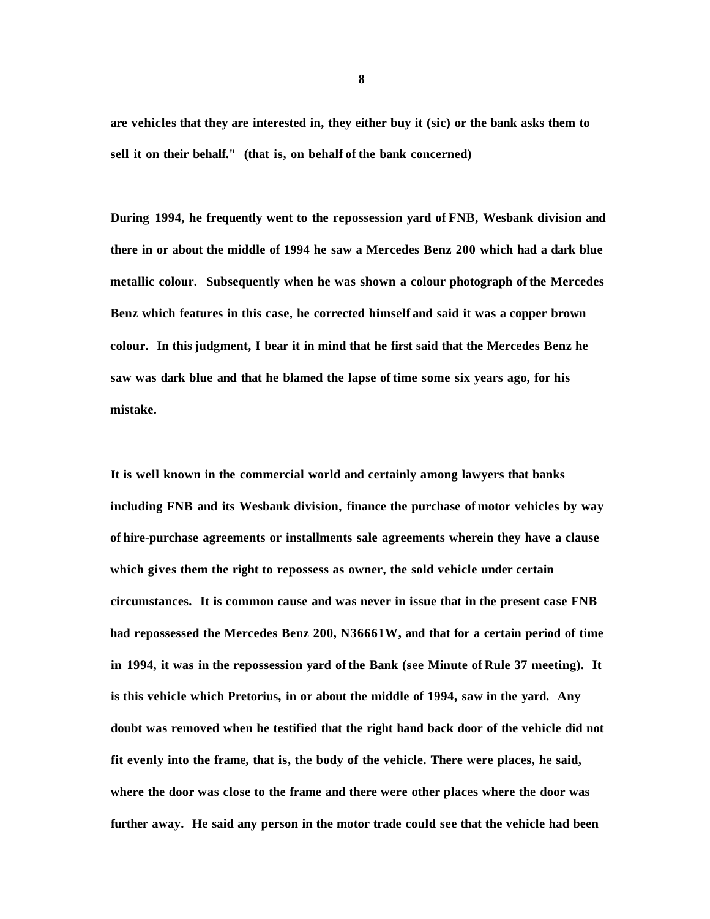**are vehicles that they are interested in, they either buy it (sic) or the bank asks them to sell it on their behalf." (that is, on behalf of the bank concerned)**

**During 1994, he frequently went to the repossession yard of FNB, Wesbank division and there in or about the middle of 1994 he saw a Mercedes Benz 200 which had a dark blue metallic colour. Subsequently when he was shown a colour photograph of the Mercedes Benz which features in this case, he corrected himself and said it was a copper brown colour. In this judgment, I bear it in mind that he first said that the Mercedes Benz he saw was dark blue and that he blamed the lapse of time some six years ago, for his mistake.**

**It is well known in the commercial world and certainly among lawyers that banks including FNB and its Wesbank division, finance the purchase of motor vehicles by way of hire-purchase agreements or installments sale agreements wherein they have a clause which gives them the right to repossess as owner, the sold vehicle under certain circumstances. It is common cause and was never in issue that in the present case FNB had repossessed the Mercedes Benz 200, N36661W, and that for a certain period of time in 1994, it was in the repossession yard of the Bank (see Minute of Rule 37 meeting). It is this vehicle which Pretorius, in or about the middle of 1994, saw in the yard. Any doubt was removed when he testified that the right hand back door of the vehicle did not fit evenly into the frame, that is, the body of the vehicle. There were places, he said, where the door was close to the frame and there were other places where the door was further away. He said any person in the motor trade could see that the vehicle had been**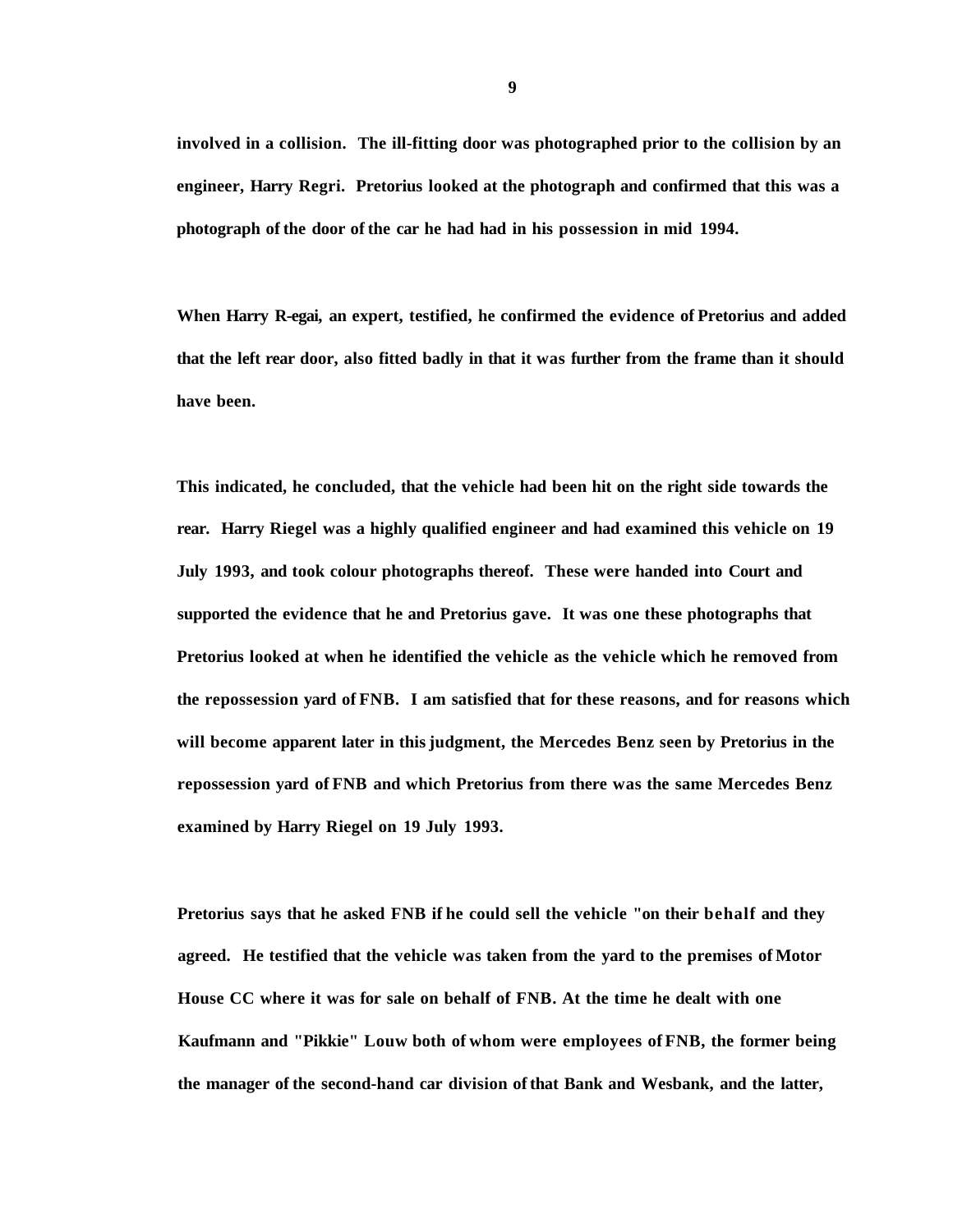**involved in a collision. The ill-fitting door was photographed prior to the collision by an engineer, Harry Regri. Pretorius looked at the photograph and confirmed that this was a photograph of the door of the car he had had in his possession in mid 1994.**

**When Harry R-egai, an expert, testified, he confirmed the evidence of Pretorius and added that the left rear door, also fitted badly in that it was further from the frame than it should have been.**

**This indicated, he concluded, that the vehicle had been hit on the right side towards the rear. Harry Riegel was a highly qualified engineer and had examined this vehicle on 19 July 1993, and took colour photographs thereof. These were handed into Court and supported the evidence that he and Pretorius gave. It was one these photographs that Pretorius looked at when he identified the vehicle as the vehicle which he removed from the repossession yard of FNB. I am satisfied that for these reasons, and for reasons which will become apparent later in this judgment, the Mercedes Benz seen by Pretorius in the repossession yard of FNB and which Pretorius from there was the same Mercedes Benz examined by Harry Riegel on 19 July 1993.**

**Pretorius says that he asked FNB if he could sell the vehicle "on their behalf and they agreed. He testified that the vehicle was taken from the yard to the premises of Motor House CC where it was for sale on behalf of FNB. At the time he dealt with one Kaufmann and "Pikkie" Louw both of whom were employees of FNB, the former being the manager of the second-hand car division of that Bank and Wesbank, and the latter,**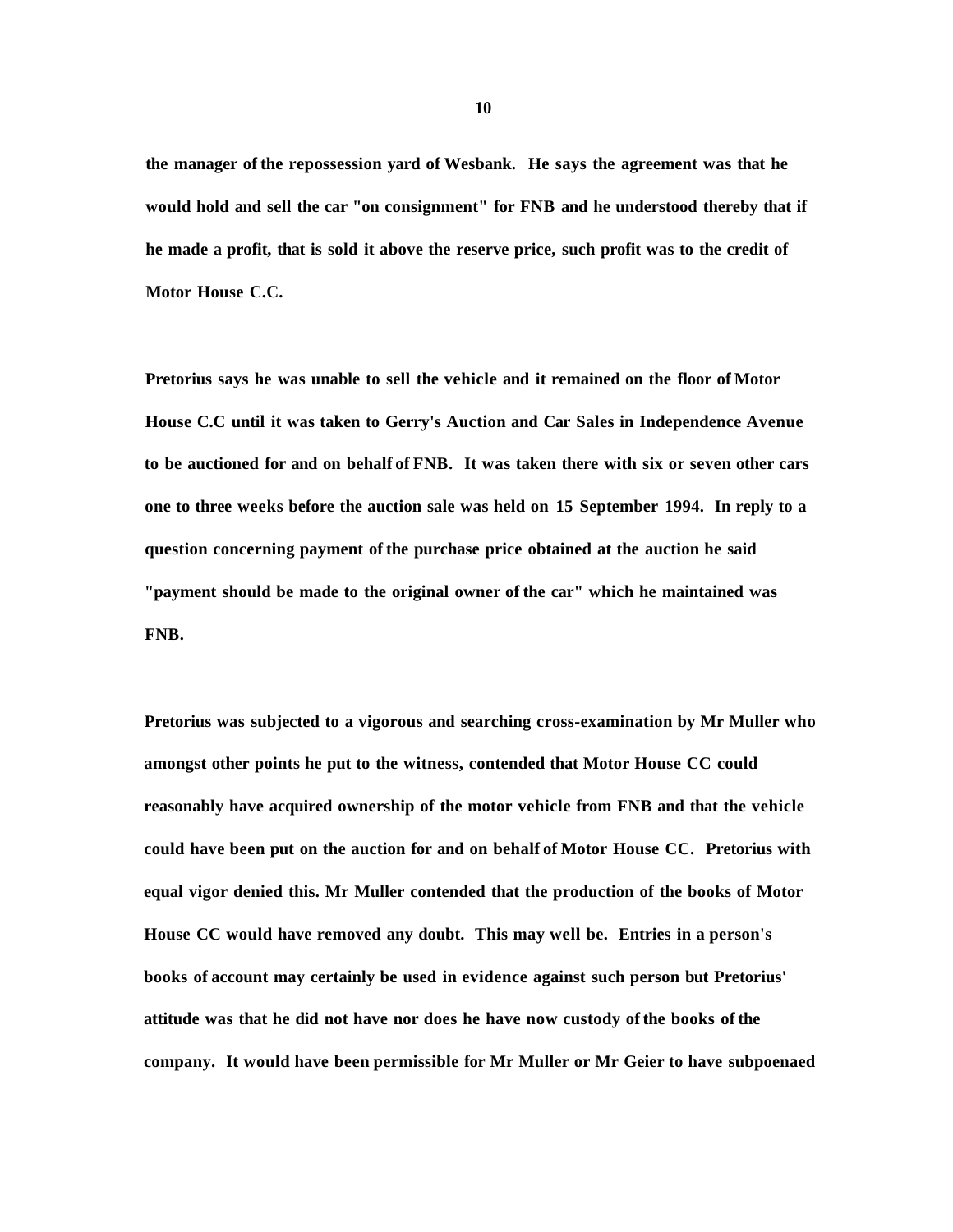the manager of the repossession yard of Wesbank. He says the agreement was that he would hold and sell the car "on consignment" for FNB and he understood thereby that if he made a profit, that is sold it above the reserve price, such profit was to the credit of Motor House C.C.

Pretorius says he was unable to sell the vehicle and it remained on the floor of Motor House C.C until it was taken to Gerry's Auction and Car Sales in Independence Avenue to be auctioned for and on behalf of FNB. It was taken there with six or seven other cars one to three weeks before the auction sale was held on 15 September 1994. In reply to a question concerning payment of the purchase price obtained at the auction he said "payment should be made to the original owner of the car" which he maintained was FNB.

Pretorius was subjected to a vigorous and searching cross-examination by Mr Muller who amongst other points he put to the witness, contended that Motor House CC could reasonably have acquired ownership of the motor vehicle from FNB and that the vehicle could have been put on the auction for and on behalf of Motor House CC. Pretorius with equal vigor denied this. Mr Muller contended that the production of the books of Motor House CC would have removed any doubt. This may well be. Entries in a person's books of account may certainly be used in evidence against such person but Pretorius' attitude was that he did not have nor does he have now custody of the books of the company. It would have been permissible for Mr Muller or Mr Geier to have subpoenaed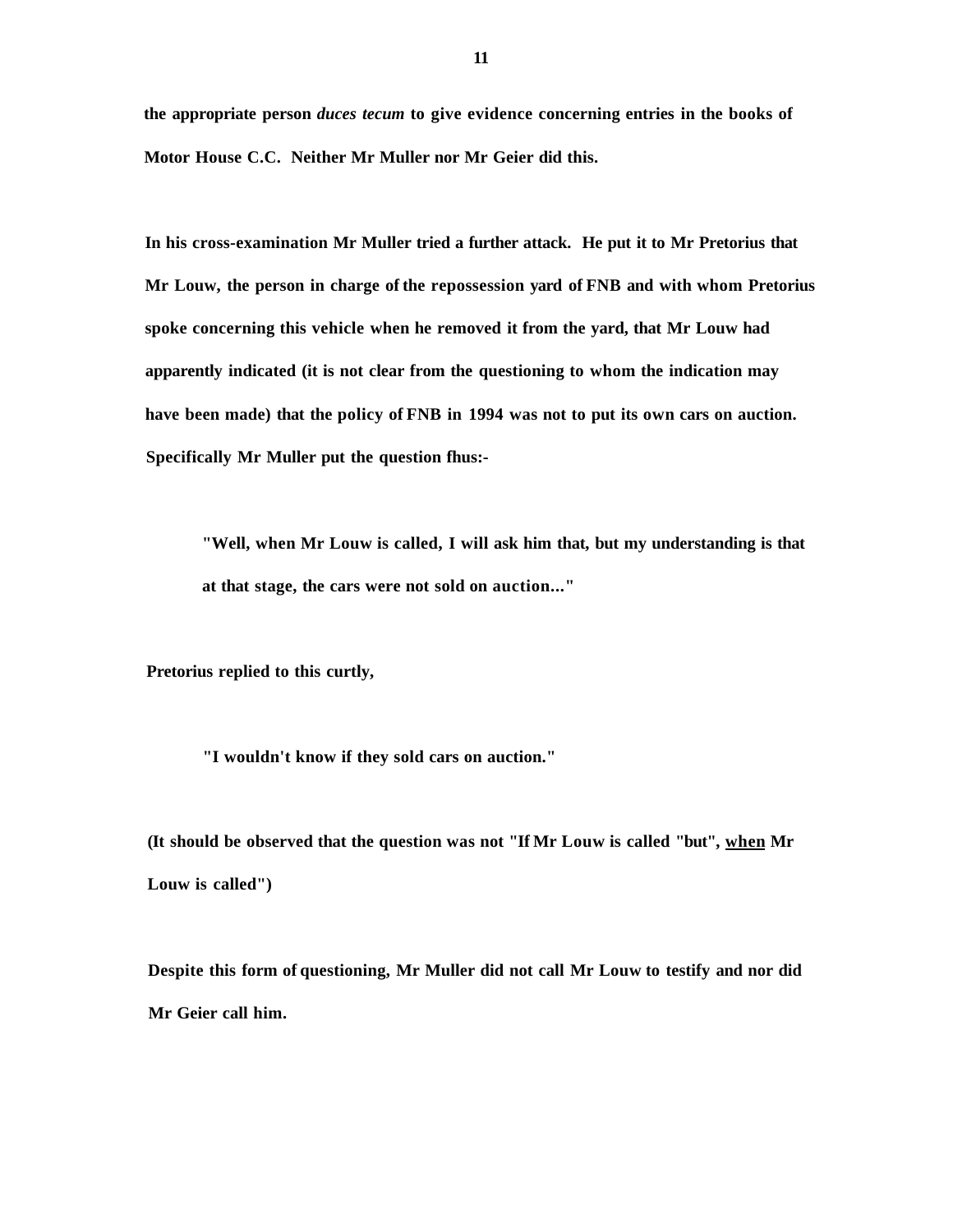**the appropriate person *duces tecum* to give evidence concerning entries in the books of Motor House C.C. Neither Mr Muller nor Mr Geier did this.**

**In his cross-examination Mr Muller tried a further attack. He put it to Mr Pretorius that Mr Louw, the person in charge of the repossession yard of FNB and with whom Pretorius spoke concerning this vehicle when he removed it from the yard, that Mr Louw had apparently indicated (it is not clear from the questioning to whom the indication may have been made) that the policy of FNB in 1994 was not to put its own cars on auction. Specifically Mr Muller put the question fhus:-**

> **"Well, when Mr Louw is called, I will ask him that, but my understanding is that at that stage, the cars were not sold on auction..."**

**Pretorius replied to this curtly,**

> **"I wouldn't know if they sold cars on auction."**

**(It should be observed that the question was not "If Mr Louw is called "but", <u>when</u> Mr Louw is called")**

**Despite this form of questioning, Mr Muller did not call Mr Louw to testify and nor did Mr Geier call him.**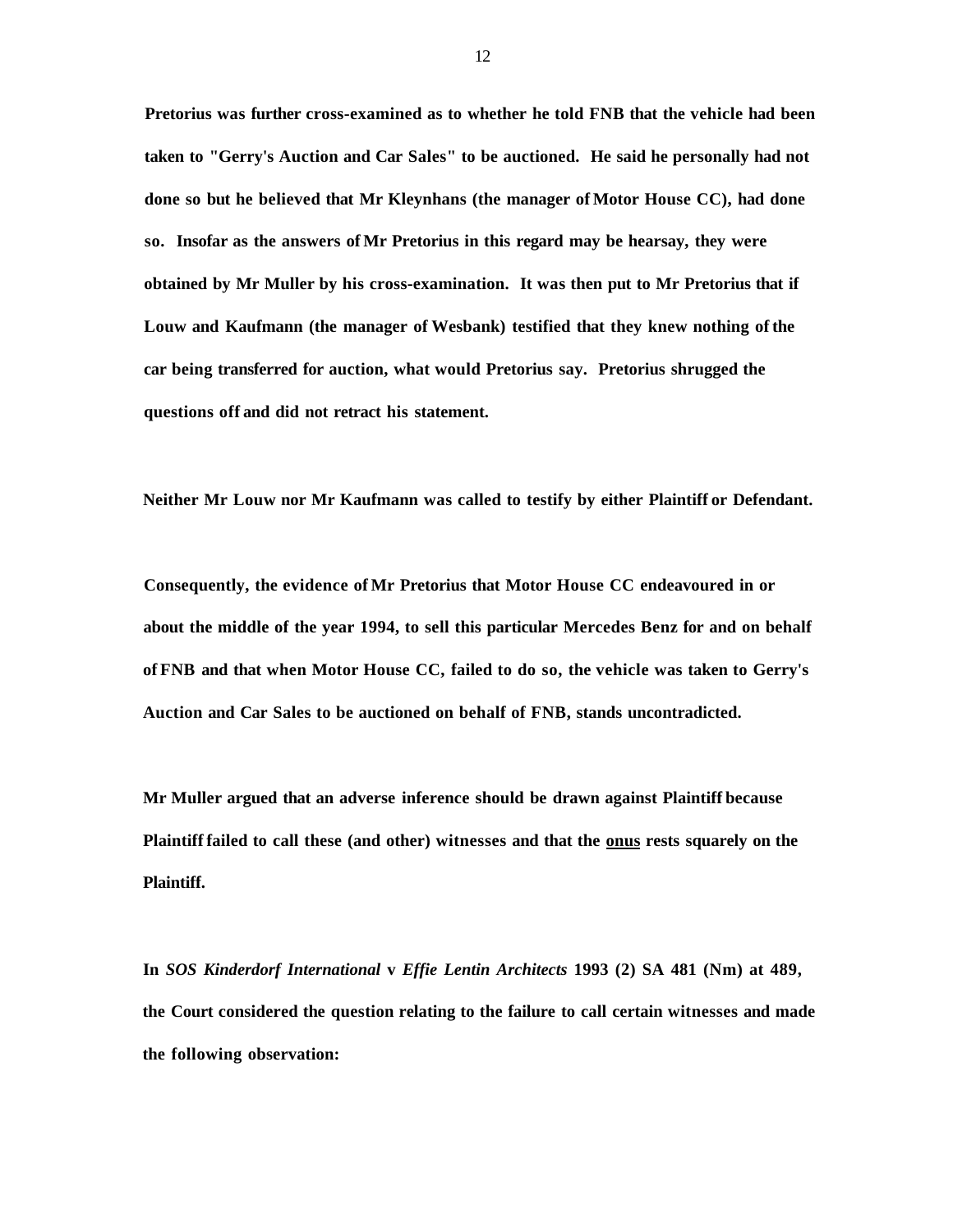**Pretorius was further cross-examined as to whether he told FNB that the vehicle had been taken to "Gerry's Auction and Car Sales" to be auctioned. He said he personally had not done so but he believed that Mr Kleynhans (the manager of Motor House CC), had done so. Insofar as the answers of Mr Pretorius in this regard may be hearsay, they were obtained by Mr Muller by his cross-examination. It was then put to Mr Pretorius that if Louw and Kaufmann (the manager of Wesbank) testified that they knew nothing of the car being transferred for auction, what would Pretorius say. Pretorius shrugged the questions off and did not retract his statement.**

**Neither Mr Louw nor Mr Kaufmann was called to testify by either Plaintiff or Defendant.**

**Consequently, the evidence of Mr Pretorius that Motor House CC endeavoured in or about the middle of the year 1994, to sell this particular Mercedes Benz for and on behalf of FNB and that when Motor House CC, failed to do so, the vehicle was taken to Gerry's Auction and Car Sales to be auctioned on behalf of FNB, stands uncontradicted.**

**Mr Muller argued that an adverse inference should be drawn against Plaintiff because Plaintiff failed to call these (and other) witnesses and that the <u>onus</u> rests squarely on the Plaintiff.**

**In *SOS Kinderdorf International* v *Effie Lentin Architects* 1993 (2) SA 481 (Nm) at 489, the Court considered the question relating to the failure to call certain witnesses and made the following observation:**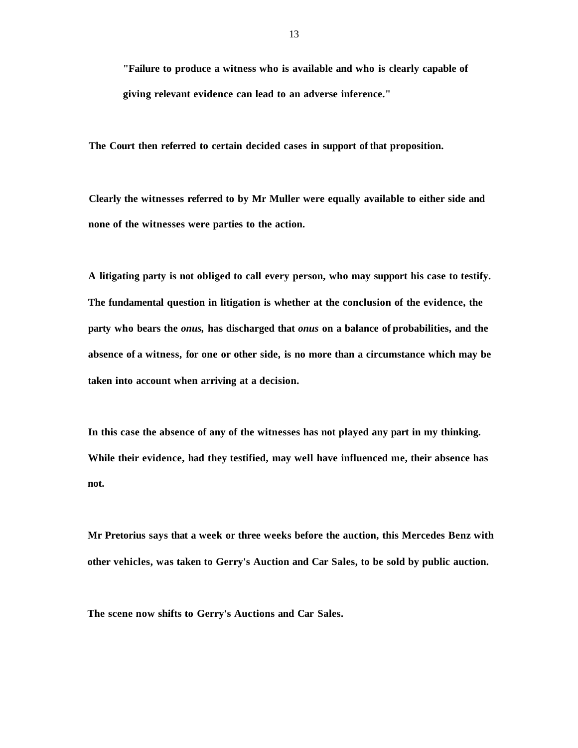> "Failure to produce a witness who is available and who is clearly capable of giving relevant evidence can lead to an adverse inference."

The Court then referred to certain decided cases in support of that proposition.

Clearly the witnesses referred to by Mr Muller were equally available to either side and none of the witnesses were parties to the action.

A litigating party is not obliged to call every person, who may support his case to testify. The fundamental question in litigation is whether at the conclusion of the evidence, the party who bears the *onus*, has discharged that *onus* on a balance of probabilities, and the absence of a witness, for one or other side, is no more than a circumstance which may be taken into account when arriving at a decision.

In this case the absence of any of the witnesses has not played any part in my thinking. While their evidence, had they testified, may well have influenced me, their absence has not.

Mr Pretorius says that a week or three weeks before the auction, this Mercedes Benz with other vehicles, was taken to Gerry's Auction and Car Sales, to be sold by public auction.

The scene now shifts to Gerry's Auctions and Car Sales.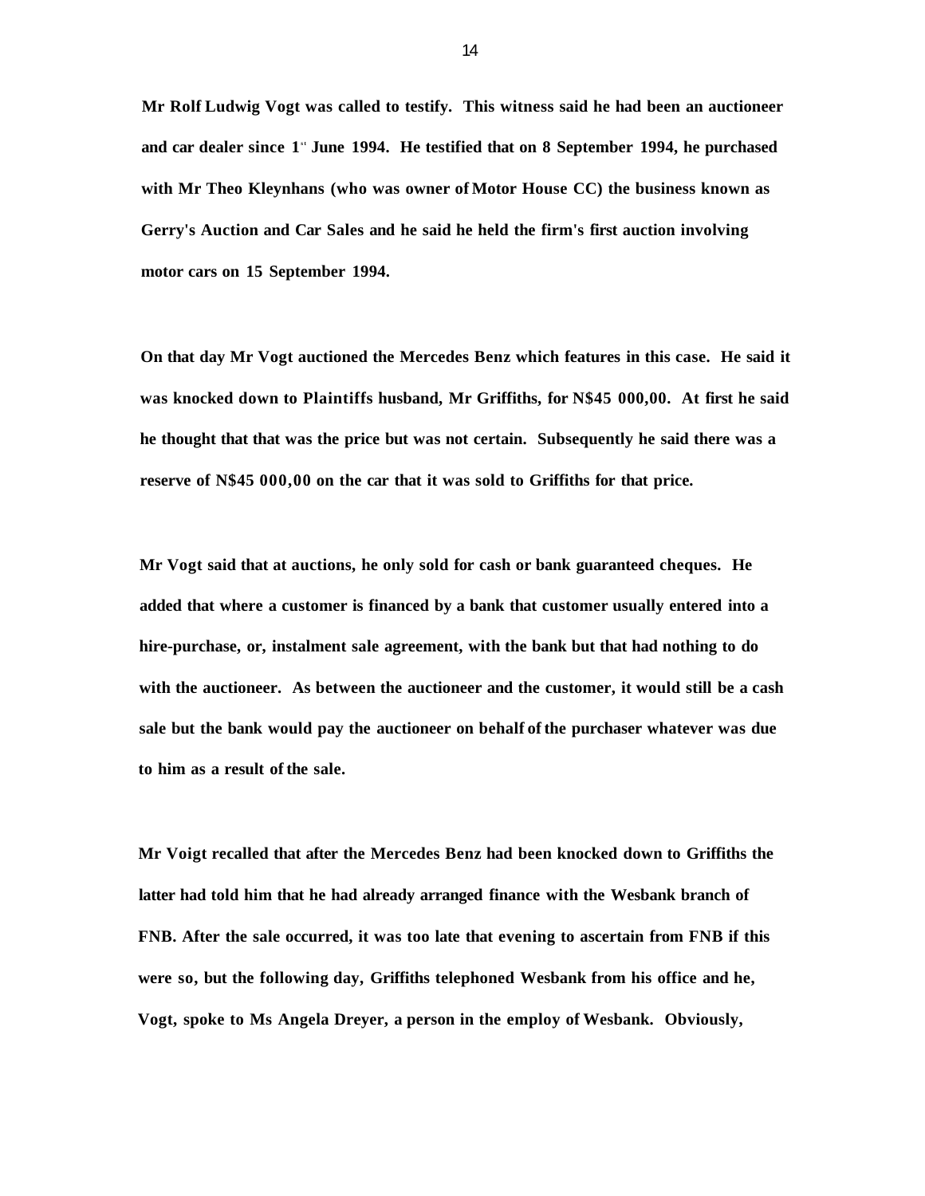Mr Rolf Ludwig Vogt was called to testify. This witness said he had been an auctioneer and car dealer since 1st June 1994. He testified that on 8 September 1994, he purchased with Mr Theo Kleynhans (who was owner of Motor House CC) the business known as Gerry's Auction and Car Sales and he said he held the firm's first auction involving motor cars on 15 September 1994.

On that day Mr Vogt auctioned the Mercedes Benz which features in this case. He said it was knocked down to Plaintiffs husband, Mr Griffiths, for N$45 000,00. At first he said he thought that that was the price but was not certain. Subsequently he said there was a reserve of N$45 000,00 on the car that it was sold to Griffiths for that price.

Mr Vogt said that at auctions, he only sold for cash or bank guaranteed cheques. He added that where a customer is financed by a bank that customer usually entered into a hire-purchase, or, instalment sale agreement, with the bank but that had nothing to do with the auctioneer. As between the auctioneer and the customer, it would still be a cash sale but the bank would pay the auctioneer on behalf of the purchaser whatever was due to him as a result of the sale.

Mr Voigt recalled that after the Mercedes Benz had been knocked down to Griffiths the latter had told him that he had already arranged finance with the Wesbank branch of FNB. After the sale occurred, it was too late that evening to ascertain from FNB if this were so, but the following day, Griffiths telephoned Wesbank from his office and he, Vogt, spoke to Ms Angela Dreyer, a person in the employ of Wesbank. Obviously,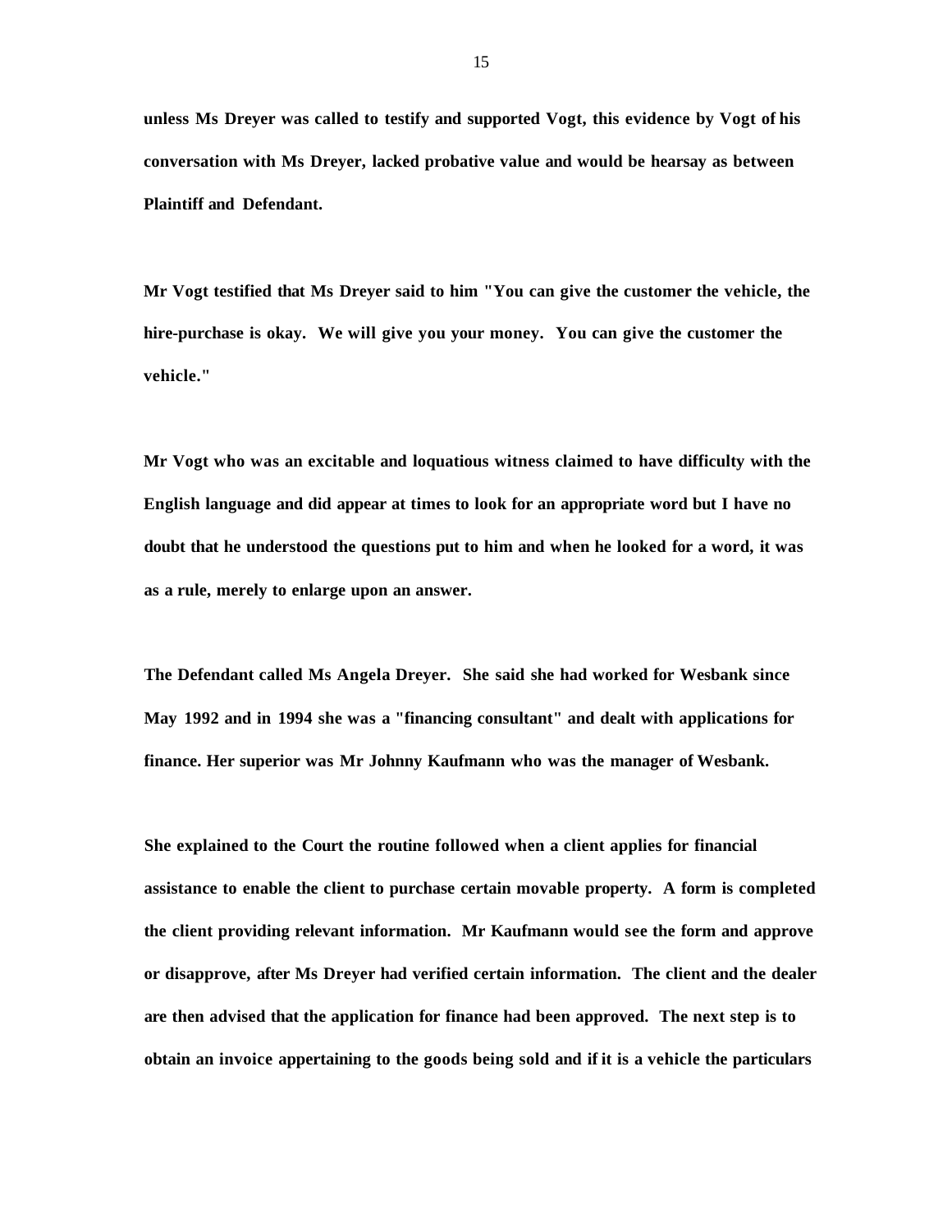**unless Ms Dreyer was called to testify and supported Vogt, this evidence by Vogt of his conversation with Ms Dreyer, lacked probative value and would be hearsay as between Plaintiff and Defendant.**

**Mr Vogt testified that Ms Dreyer said to him "You can give the customer the vehicle, the hire-purchase is okay. We will give you your money. You can give the customer the vehicle."**

**Mr Vogt who was an excitable and loquatious witness claimed to have difficulty with the English language and did appear at times to look for an appropriate word but I have no doubt that he understood the questions put to him and when he looked for a word, it was as a rule, merely to enlarge upon an answer.**

**The Defendant called Ms Angela Dreyer. She said she had worked for Wesbank since May 1992 and in 1994 she was a "financing consultant" and dealt with applications for finance. Her superior was Mr Johnny Kaufmann who was the manager of Wesbank.**

**She explained to the Court the routine followed when a client applies for financial assistance to enable the client to purchase certain movable property. A form is completed the client providing relevant information. Mr Kaufmann would see the form and approve or disapprove, after Ms Dreyer had verified certain information. The client and the dealer are then advised that the application for finance had been approved. The next step is to obtain an invoice appertaining to the goods being sold and if it is a vehicle the particulars**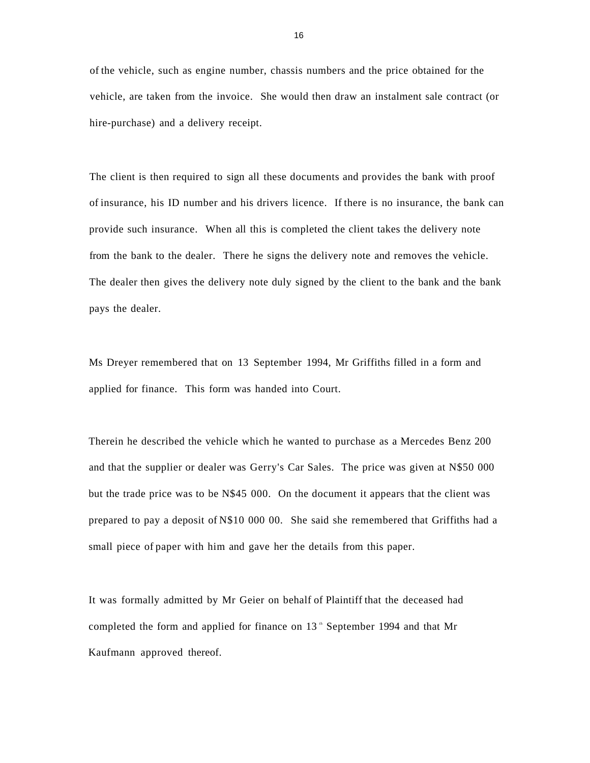of the vehicle, such as engine number, chassis numbers and the price obtained for the vehicle, are taken from the invoice. She would then draw an instalment sale contract (or hire-purchase) and a delivery receipt.

The client is then required to sign all these documents and provides the bank with proof of insurance, his ID number and his drivers licence. If there is no insurance, the bank can provide such insurance. When all this is completed the client takes the delivery note from the bank to the dealer. There he signs the delivery note and removes the vehicle. The dealer then gives the delivery note duly signed by the client to the bank and the bank pays the dealer.

Ms Dreyer remembered that on 13 September 1994, Mr Griffiths filled in a form and applied for finance. This form was handed into Court.

Therein he described the vehicle which he wanted to purchase as a Mercedes Benz 200 and that the supplier or dealer was Gerry's Car Sales. The price was given at N$50 000 but the trade price was to be N$45 000. On the document it appears that the client was prepared to pay a deposit of N$10 000 00. She said she remembered that Griffiths had a small piece of paper with him and gave her the details from this paper.

It was formally admitted by Mr Geier on behalf of Plaintiff that the deceased had completed the form and applied for finance on 13th September 1994 and that Mr Kaufmann approved thereof.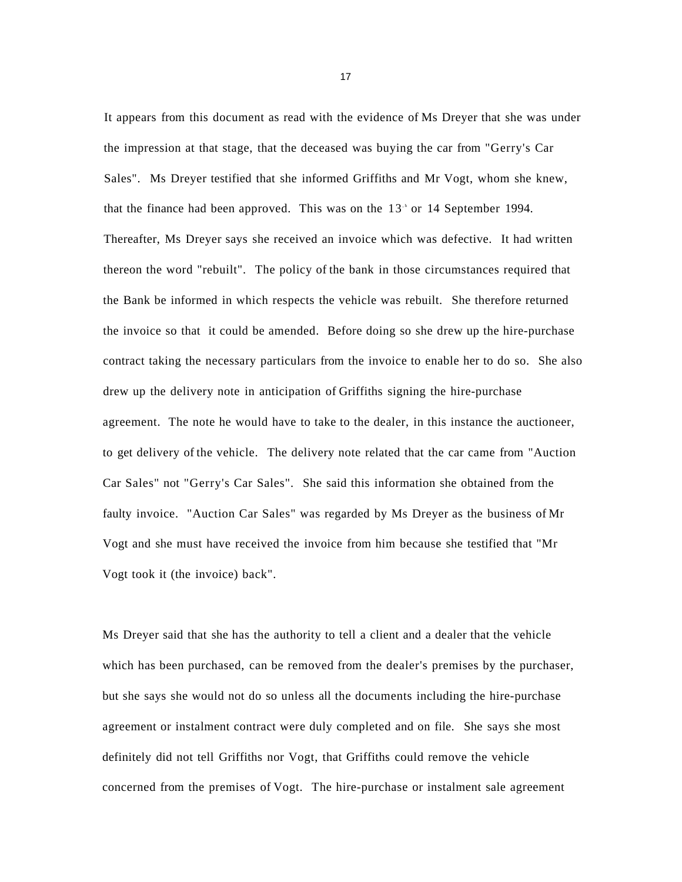It appears from this document as read with the evidence of Ms Dreyer that she was under the impression at that stage, that the deceased was buying the car from "Gerry's Car Sales". Ms Dreyer testified that she informed Griffiths and Mr Vogt, whom she knew, that the finance had been approved. This was on the 13th or 14 September 1994. Thereafter, Ms Dreyer says she received an invoice which was defective. It had written thereon the word "rebuilt". The policy of the bank in those circumstances required that the Bank be informed in which respects the vehicle was rebuilt. She therefore returned the invoice so that it could be amended. Before doing so she drew up the hire-purchase contract taking the necessary particulars from the invoice to enable her to do so. She also drew up the delivery note in anticipation of Griffiths signing the hire-purchase agreement. The note he would have to take to the dealer, in this instance the auctioneer, to get delivery of the vehicle. The delivery note related that the car came from "Auction Car Sales" not "Gerry's Car Sales". She said this information she obtained from the faulty invoice. "Auction Car Sales" was regarded by Ms Dreyer as the business of Mr Vogt and she must have received the invoice from him because she testified that "Mr Vogt took it (the invoice) back".

Ms Dreyer said that she has the authority to tell a client and a dealer that the vehicle which has been purchased, can be removed from the dealer's premises by the purchaser, but she says she would not do so unless all the documents including the hire-purchase agreement or instalment contract were duly completed and on file. She says she most definitely did not tell Griffiths nor Vogt, that Griffiths could remove the vehicle concerned from the premises of Vogt. The hire-purchase or instalment sale agreement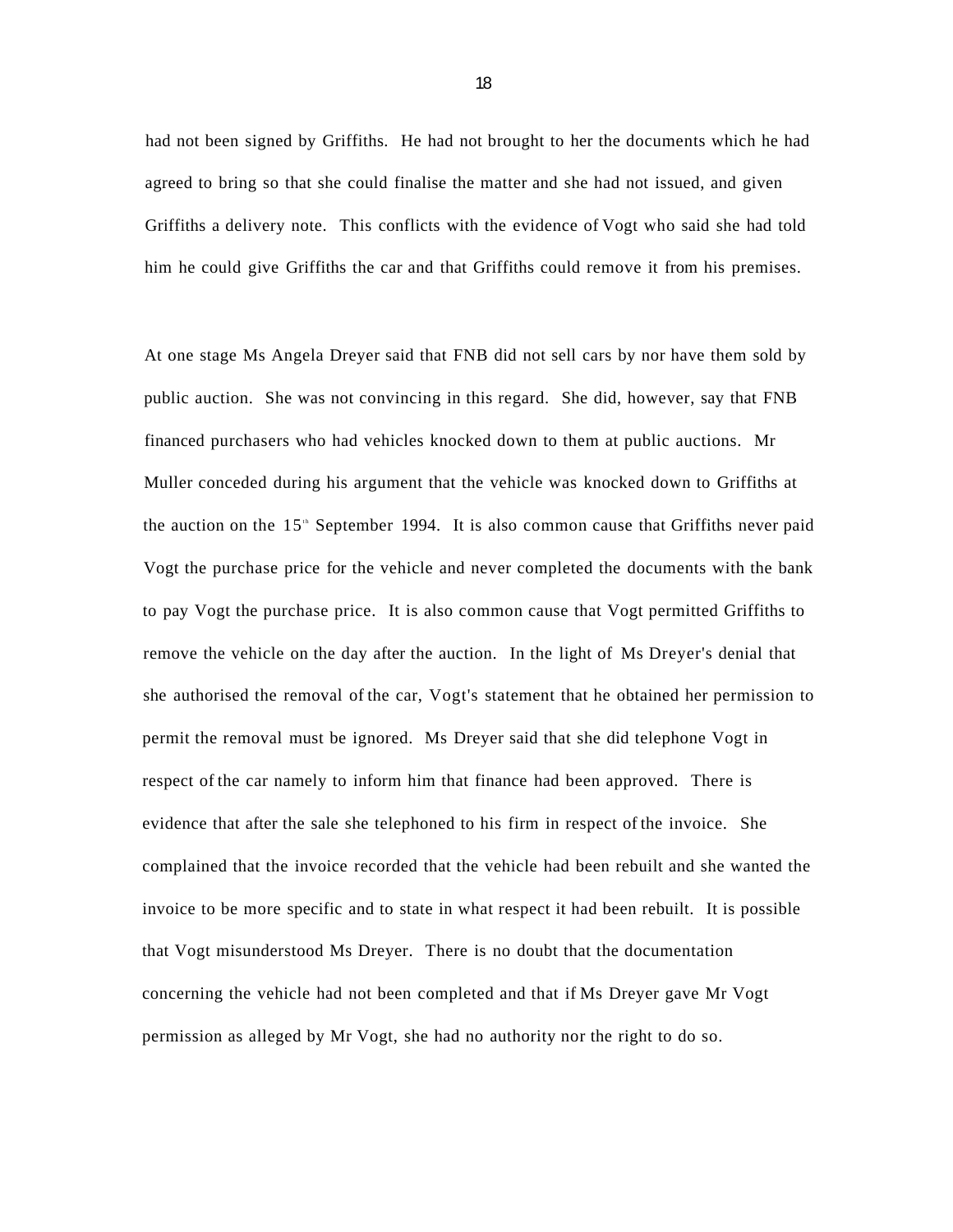had not been signed by Griffiths. He had not brought to her the documents which he had agreed to bring so that she could finalise the matter and she had not issued, and given Griffiths a delivery note. This conflicts with the evidence of Vogt who said she had told him he could give Griffiths the car and that Griffiths could remove it from his premises.

At one stage Ms Angela Dreyer said that FNB did not sell cars by nor have them sold by public auction. She was not convincing in this regard. She did, however, say that FNB financed purchasers who had vehicles knocked down to them at public auctions. Mr Muller conceded during his argument that the vehicle was knocked down to Griffiths at the auction on the 15th September 1994. It is also common cause that Griffiths never paid Vogt the purchase price for the vehicle and never completed the documents with the bank to pay Vogt the purchase price. It is also common cause that Vogt permitted Griffiths to remove the vehicle on the day after the auction. In the light of Ms Dreyer's denial that she authorised the removal of the car, Vogt's statement that he obtained her permission to permit the removal must be ignored. Ms Dreyer said that she did telephone Vogt in respect of the car namely to inform him that finance had been approved. There is evidence that after the sale she telephoned to his firm in respect of the invoice. She complained that the invoice recorded that the vehicle had been rebuilt and she wanted the invoice to be more specific and to state in what respect it had been rebuilt. It is possible that Vogt misunderstood Ms Dreyer. There is no doubt that the documentation concerning the vehicle had not been completed and that if Ms Dreyer gave Mr Vogt permission as alleged by Mr Vogt, she had no authority nor the right to do so.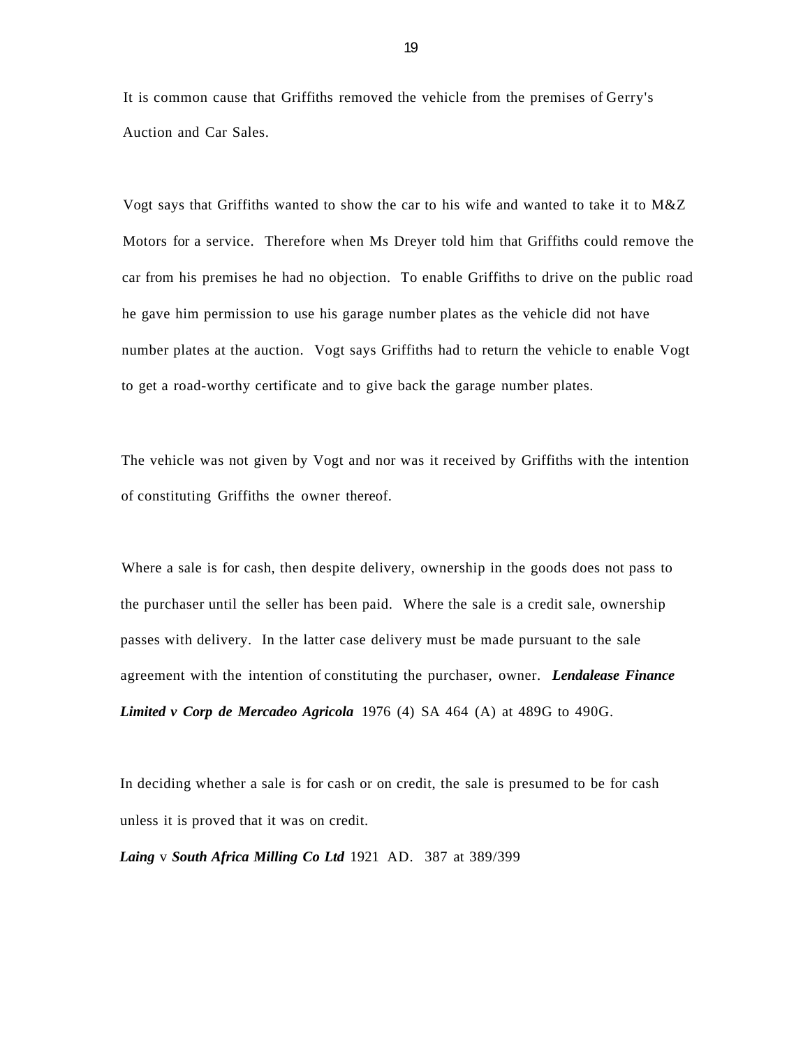It is common cause that Griffiths removed the vehicle from the premises of Gerry's Auction and Car Sales.

Vogt says that Griffiths wanted to show the car to his wife and wanted to take it to M&Z Motors for a service. Therefore when Ms Dreyer told him that Griffiths could remove the car from his premises he had no objection. To enable Griffiths to drive on the public road he gave him permission to use his garage number plates as the vehicle did not have number plates at the auction. Vogt says Griffiths had to return the vehicle to enable Vogt to get a road-worthy certificate and to give back the garage number plates.

The vehicle was not given by Vogt and nor was it received by Griffiths with the intention of constituting Griffiths the owner thereof.

Where a sale is for cash, then despite delivery, ownership in the goods does not pass to the purchaser until the seller has been paid. Where the sale is a credit sale, ownership passes with delivery. In the latter case delivery must be made pursuant to the sale agreement with the intention of constituting the purchaser, owner. ***Lendalease Finance Limited v Corp de Mercadeo Agricola*** 1976 (4) SA 464 (A) at 489G to 490G.

In deciding whether a sale is for cash or on credit, the sale is presumed to be for cash unless it is proved that it was on credit.

***Laing*** v ***South Africa Milling Co Ltd*** 1921 AD. 387 at 389/399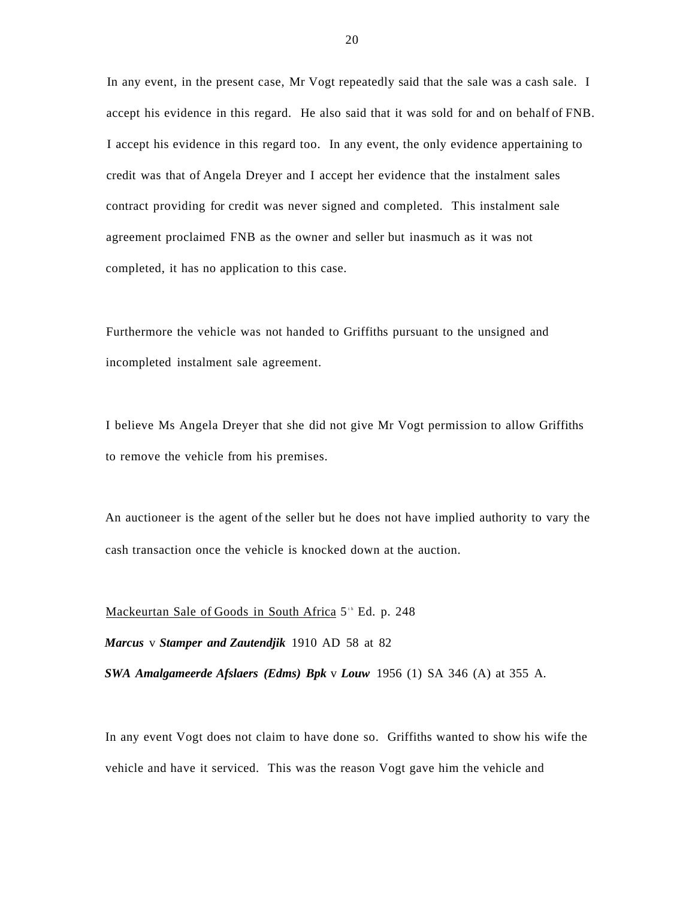In any event, in the present case, Mr Vogt repeatedly said that the sale was a cash sale. I accept his evidence in this regard. He also said that it was sold for and on behalf of FNB. I accept his evidence in this regard too. In any event, the only evidence appertaining to credit was that of Angela Dreyer and I accept her evidence that the instalment sales contract providing for credit was never signed and completed. This instalment sale agreement proclaimed FNB as the owner and seller but inasmuch as it was not completed, it has no application to this case.

Furthermore the vehicle was not handed to Griffiths pursuant to the unsigned and incompleted instalment sale agreement.

I believe Ms Angela Dreyer that she did not give Mr Vogt permission to allow Griffiths to remove the vehicle from his premises.

An auctioneer is the agent of the seller but he does not have implied authority to vary the cash transaction once the vehicle is knocked down at the auction.

Mackeurtan Sale of Goods in South Africa 5th Ed. p. 248

***Marcus*** v ***Stamper and Zautendjik*** 1910 AD 58 at 82

***SWA Amalgameerde Afslaers (Edms) Bpk*** v ***Louw*** 1956 (1) SA 346 (A) at 355 A.

In any event Vogt does not claim to have done so. Griffiths wanted to show his wife the vehicle and have it serviced. This was the reason Vogt gave him the vehicle and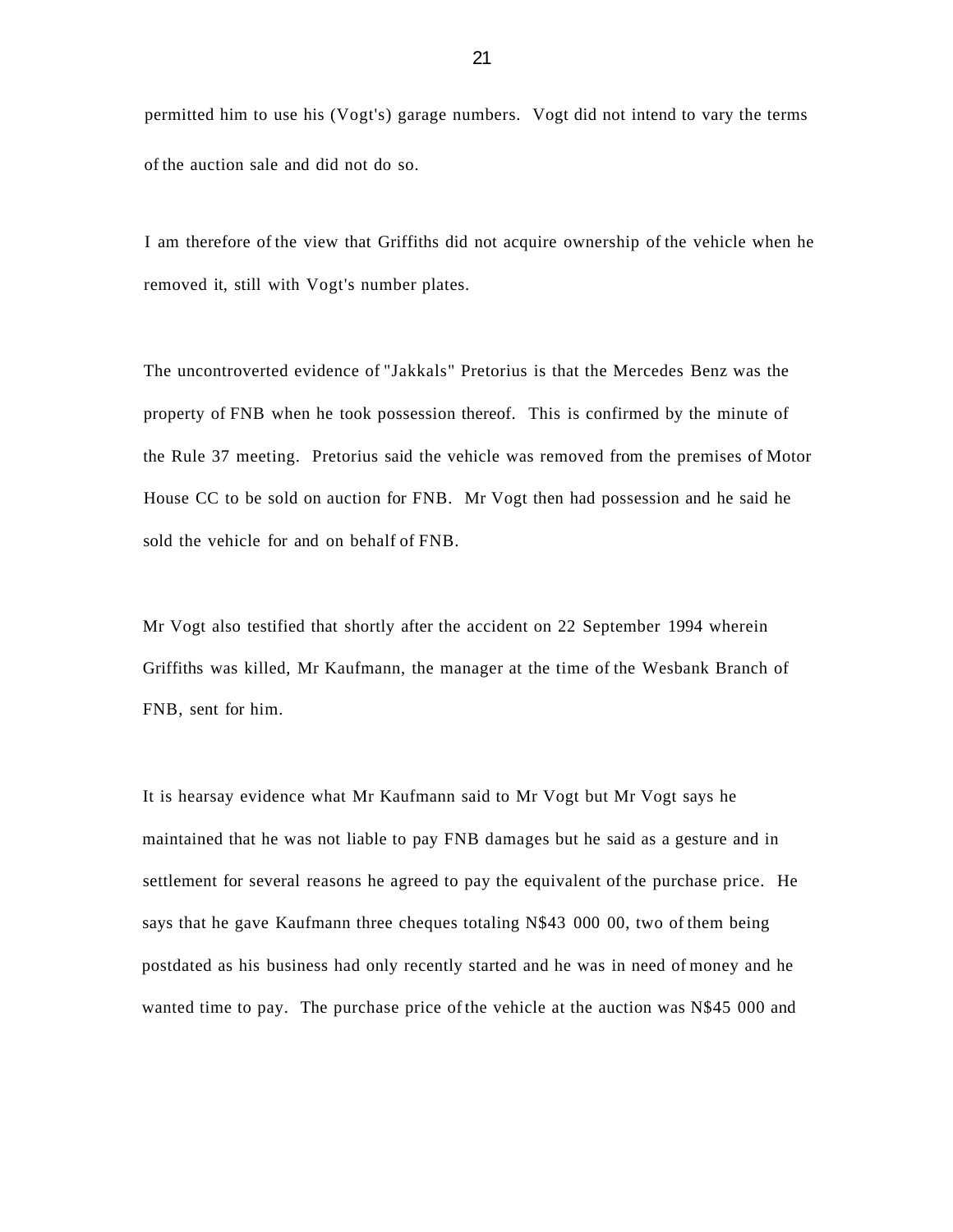permitted him to use his (Vogt's) garage numbers. Vogt did not intend to vary the terms of the auction sale and did not do so.

I am therefore of the view that Griffiths did not acquire ownership of the vehicle when he removed it, still with Vogt's number plates.

The uncontroverted evidence of "Jakkals" Pretorius is that the Mercedes Benz was the property of FNB when he took possession thereof. This is confirmed by the minute of the Rule 37 meeting. Pretorius said the vehicle was removed from the premises of Motor House CC to be sold on auction for FNB. Mr Vogt then had possession and he said he sold the vehicle for and on behalf of FNB.

Mr Vogt also testified that shortly after the accident on 22 September 1994 wherein Griffiths was killed, Mr Kaufmann, the manager at the time of the Wesbank Branch of FNB, sent for him.

It is hearsay evidence what Mr Kaufmann said to Mr Vogt but Mr Vogt says he maintained that he was not liable to pay FNB damages but he said as a gesture and in settlement for several reasons he agreed to pay the equivalent of the purchase price. He says that he gave Kaufmann three cheques totaling N$43 000 00, two of them being postdated as his business had only recently started and he was in need of money and he wanted time to pay. The purchase price of the vehicle at the auction was N$45 000 and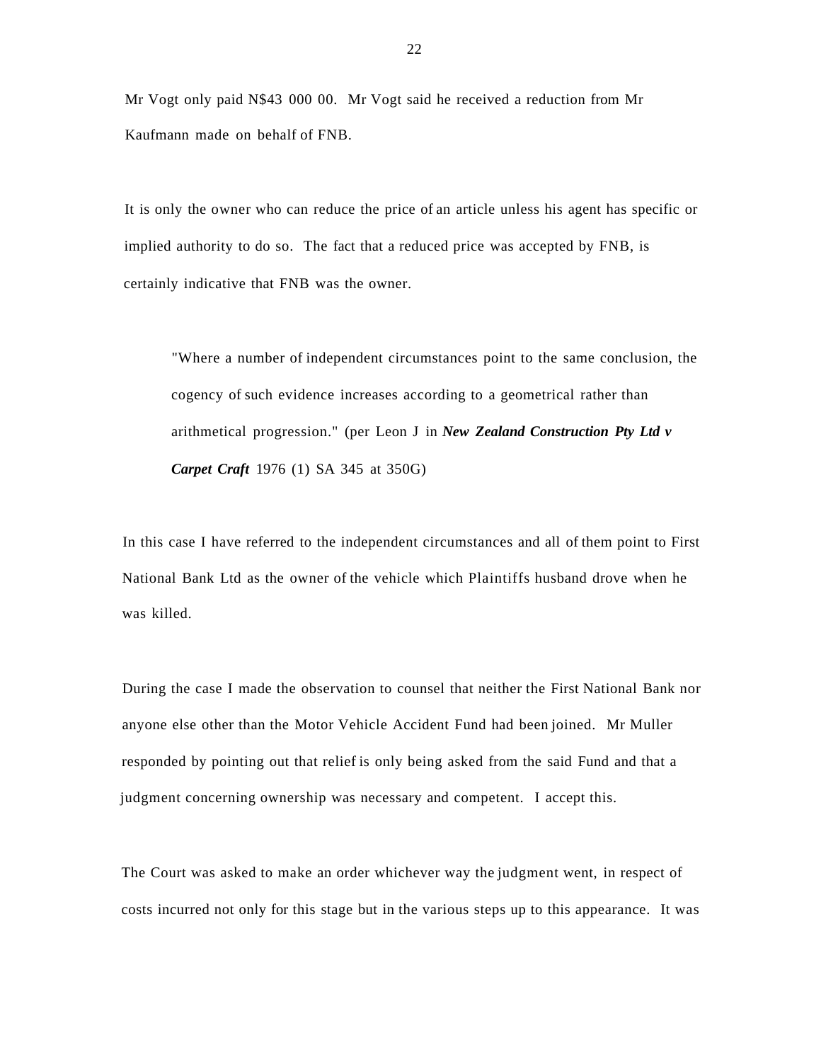Mr Vogt only paid N$43 000 00. Mr Vogt said he received a reduction from Mr Kaufmann made on behalf of FNB.

It is only the owner who can reduce the price of an article unless his agent has specific or implied authority to do so. The fact that a reduced price was accepted by FNB, is certainly indicative that FNB was the owner.

> "Where a number of independent circumstances point to the same conclusion, the cogency of such evidence increases according to a geometrical rather than arithmetical progression." (per Leon J in ***New Zealand Construction Pty Ltd v Carpet Craft*** 1976 (1) SA 345 at 350G)

In this case I have referred to the independent circumstances and all of them point to First National Bank Ltd as the owner of the vehicle which Plaintiffs husband drove when he was killed.

During the case I made the observation to counsel that neither the First National Bank nor anyone else other than the Motor Vehicle Accident Fund had been joined. Mr Muller responded by pointing out that relief is only being asked from the said Fund and that a judgment concerning ownership was necessary and competent. I accept this.

The Court was asked to make an order whichever way the judgment went, in respect of costs incurred not only for this stage but in the various steps up to this appearance. It was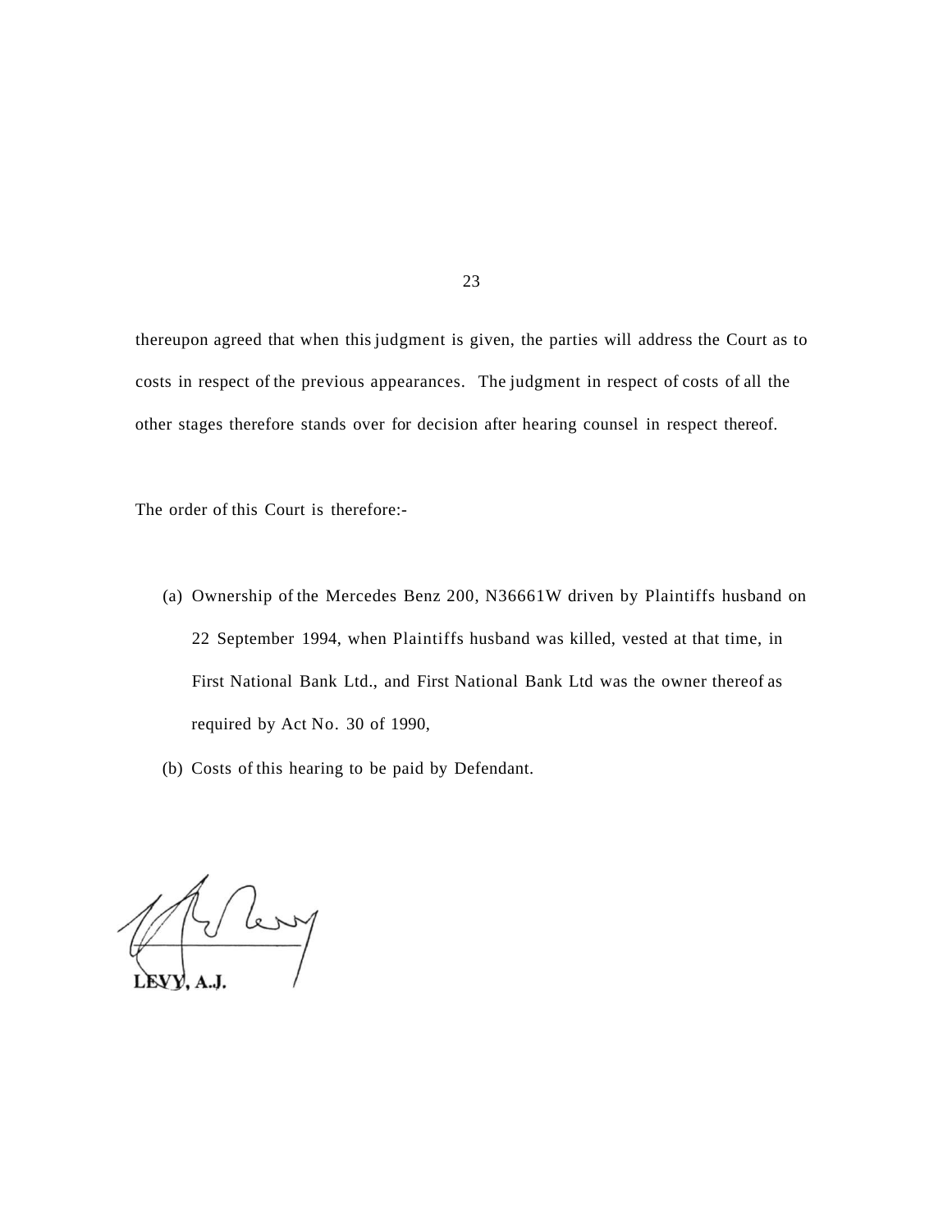thereupon agreed that when this judgment is given, the parties will address the Court as to costs in respect of the previous appearances. The judgment in respect of costs of all the other stages therefore stands over for decision after hearing counsel in respect thereof.

The order of this Court is therefore:-

(a) Ownership of the Mercedes Benz 200, N36661W driven by Plaintiffs husband on 22 September 1994, when Plaintiffs husband was killed, vested at that time, in First National Bank Ltd., and First National Bank Ltd was the owner thereof as required by Act No. 30 of 1990,

(b) Costs of this hearing to be paid by Defendant.

**LEVY, A.J.**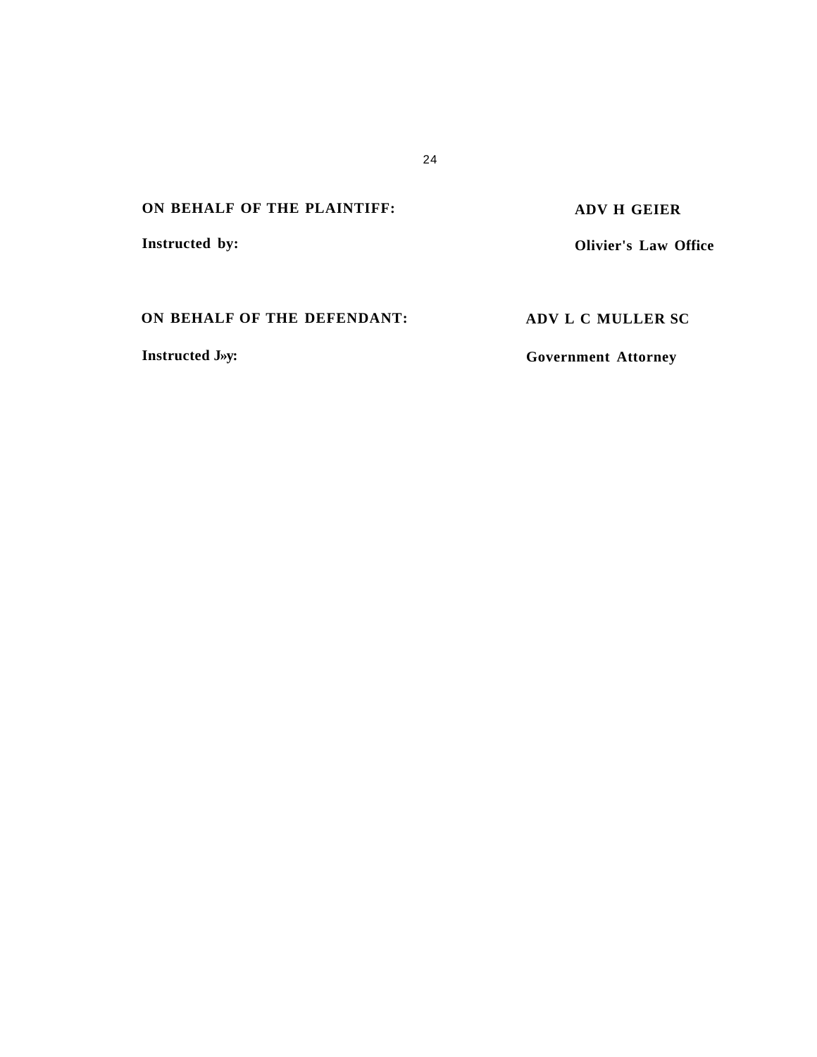**ON BEHALF OF THE PLAINTIFF:** **ADV H GEIER**

**Instructed by:** **Olivier's Law Office**

**ON BEHALF OF THE DEFENDANT:** **ADV L C MULLER SC**

**Instructed J»y:** **Government Attorney**